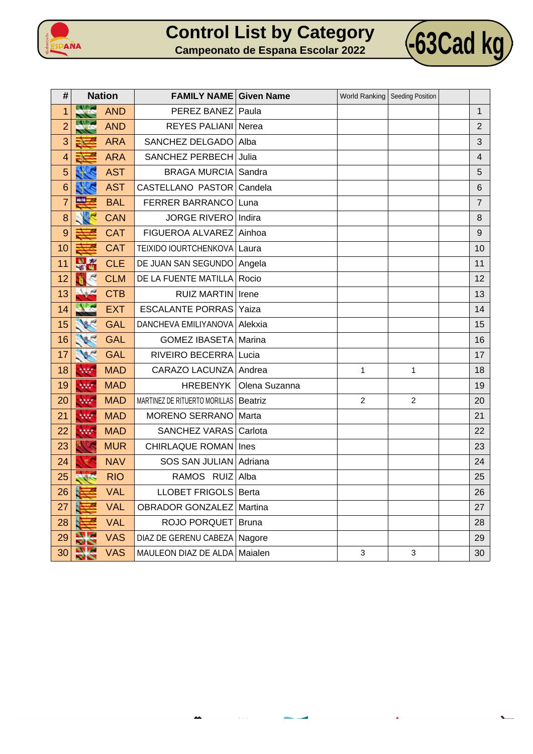# Control List by Category

**Campeonato de Espana Escolar 2022**

**-63Cad kg**

| # | Nation | FAMILY NAME | Given Name | World Ranking | Seeding Position | | |
|---|---|---|---|---|---|---|---|
| 1 | AND | PEREZ BANEZ | Paula | | | | 1 |
| 2 | AND | REYES PALIANI | Nerea | | | | 2 |
| 3 | ARA | SANCHEZ DELGADO | Alba | | | | 3 |
| 4 | ARA | SANCHEZ PERBECH | Julia | | | | 4 |
| 5 | AST | BRAGA MURCIA | Sandra | | | | 5 |
| 6 | AST | CASTELLANO PASTOR | Candela | | | | 6 |
| 7 | BAL | FERRER BARRANCO | Luna | | | | 7 |
| 8 | CAN | JORGE RIVERO | Indira | | | | 8 |
| 9 | CAT | FIGUEROA ALVAREZ | Ainhoa | | | | 9 |
| 10 | CAT | TEIXIDO IOURTCHENKOVA | Laura | | | | 10 |
| 11 | CLE | DE JUAN SAN SEGUNDO | Angela | | | | 11 |
| 12 | CLM | DE LA FUENTE MATILLA | Rocio | | | | 12 |
| 13 | CTB | RUIZ MARTIN | Irene | | | | 13 |
| 14 | EXT | ESCALANTE PORRAS | Yaiza | | | | 14 |
| 15 | GAL | DANCHEVA EMILIYANOVA | Alekxia | | | | 15 |
| 16 | GAL | GOMEZ IBASETA | Marina | | | | 16 |
| 17 | GAL | RIVEIRO BECERRA | Lucia | | | | 17 |
| 18 | MAD | CARAZO LACUNZA | Andrea | 1 | 1 | | 18 |
| 19 | MAD | HREBENYK | Olena Suzanna | | | | 19 |
| 20 | MAD | MARTINEZ DE RITUERTO MORILLAS | Beatriz | 2 | 2 | | 20 |
| 21 | MAD | MORENO SERRANO | Marta | | | | 21 |
| 22 | MAD | SANCHEZ VARAS | Carlota | | | | 22 |
| 23 | MUR | CHIRLAQUE ROMAN | Ines | | | | 23 |
| 24 | NAV | SOS SAN JULIAN | Adriana | | | | 24 |
| 25 | RIO | RAMOS RUIZ | Alba | | | | 25 |
| 26 | VAL | LLOBET FRIGOLS | Berta | | | | 26 |
| 27 | VAL | OBRADOR GONZALEZ | Martina | | | | 27 |
| 28 | VAL | ROJO PORQUET | Bruna | | | | 28 |
| 29 | VAS | DIAZ DE GERENU CABEZA | Nagore | | | | 29 |
| 30 | VAS | MAULEON DIAZ DE ALDA | Maialen | 3 | 3 | | 30 |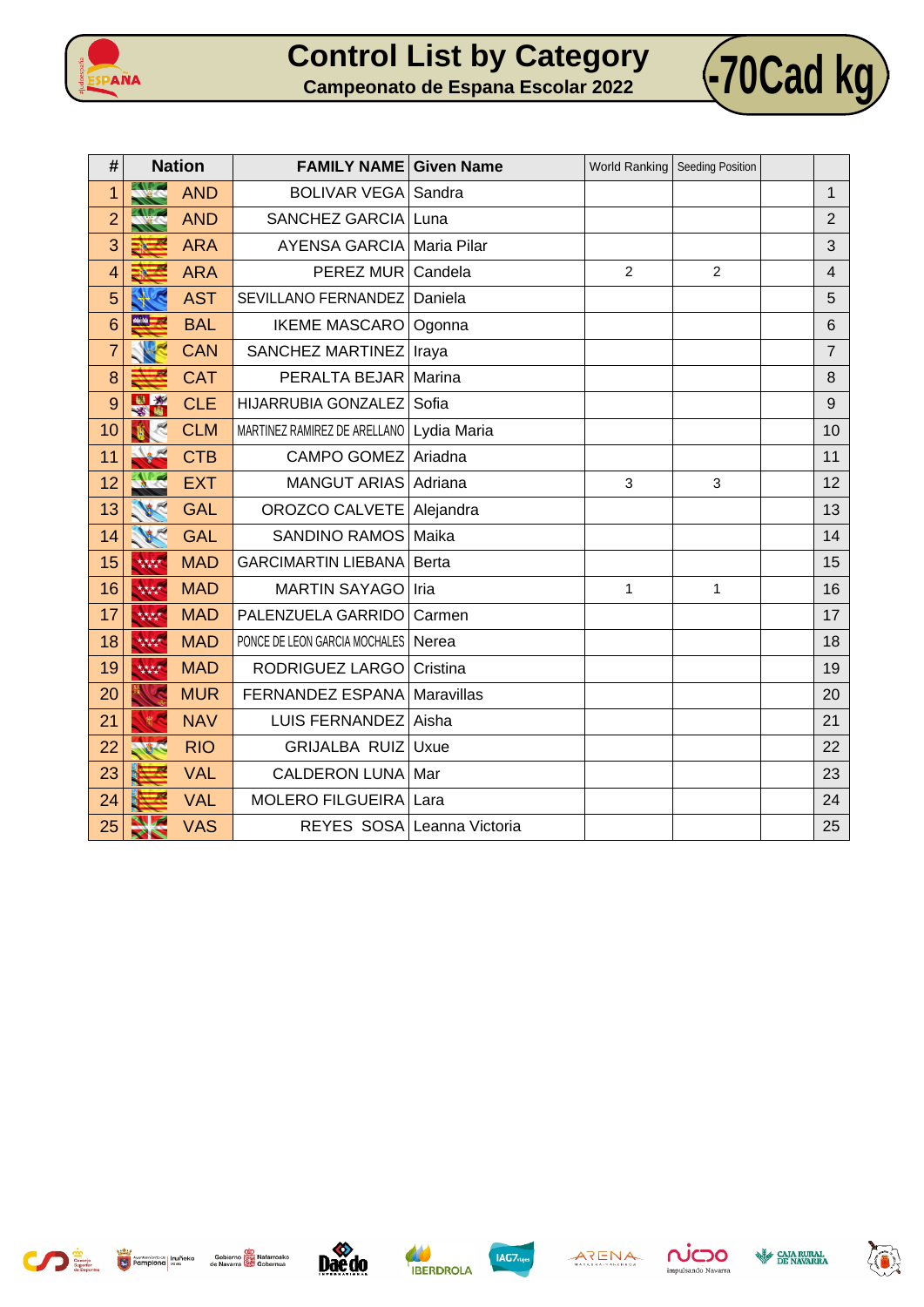# Control List by Category

## Campeonato de Espana Escolar 2022

**-70Cad kg**

| # | Nation | FAMILY NAME | Given Name | World Ranking | Seeding Position | | |
|---|---|---|---|---|---|---|---|
| 1 | AND | BOLIVAR VEGA | Sandra | | | | 1 |
| 2 | AND | SANCHEZ GARCIA | Luna | | | | 2 |
| 3 | ARA | AYENSA GARCIA | Maria Pilar | | | | 3 |
| 4 | ARA | PEREZ MUR | Candela | 2 | 2 | | 4 |
| 5 | AST | SEVILLANO FERNANDEZ | Daniela | | | | 5 |
| 6 | BAL | IKEME MASCARO | Ogonna | | | | 6 |
| 7 | CAN | SANCHEZ MARTINEZ | Iraya | | | | 7 |
| 8 | CAT | PERALTA BEJAR | Marina | | | | 8 |
| 9 | CLE | HIJARRUBIA GONZALEZ | Sofia | | | | 9 |
| 10 | CLM | MARTINEZ RAMIREZ DE ARELLANO | Lydia Maria | | | | 10 |
| 11 | CTB | CAMPO GOMEZ | Ariadna | | | | 11 |
| 12 | EXT | MANGUT ARIAS | Adriana | 3 | 3 | | 12 |
| 13 | GAL | OROZCO CALVETE | Alejandra | | | | 13 |
| 14 | GAL | SANDINO RAMOS | Maika | | | | 14 |
| 15 | MAD | GARCIMARTIN LIEBANA | Berta | | | | 15 |
| 16 | MAD | MARTIN SAYAGO | Iria | 1 | 1 | | 16 |
| 17 | MAD | PALENZUELA GARRIDO | Carmen | | | | 17 |
| 18 | MAD | PONCE DE LEON GARCIA MOCHALES | Nerea | | | | 18 |
| 19 | MAD | RODRIGUEZ LARGO | Cristina | | | | 19 |
| 20 | MUR | FERNANDEZ ESPANA | Maravillas | | | | 20 |
| 21 | NAV | LUIS FERNANDEZ | Aisha | | | | 21 |
| 22 | RIO | GRIJALBA RUIZ | Uxue | | | | 22 |
| 23 | VAL | CALDERON LUNA | Mar | | | | 23 |
| 24 | VAL | MOLERO FILGUEIRA | Lara | | | | 24 |
| 25 | VAS | REYES SOSA | Leanna Victoria | | | | 25 |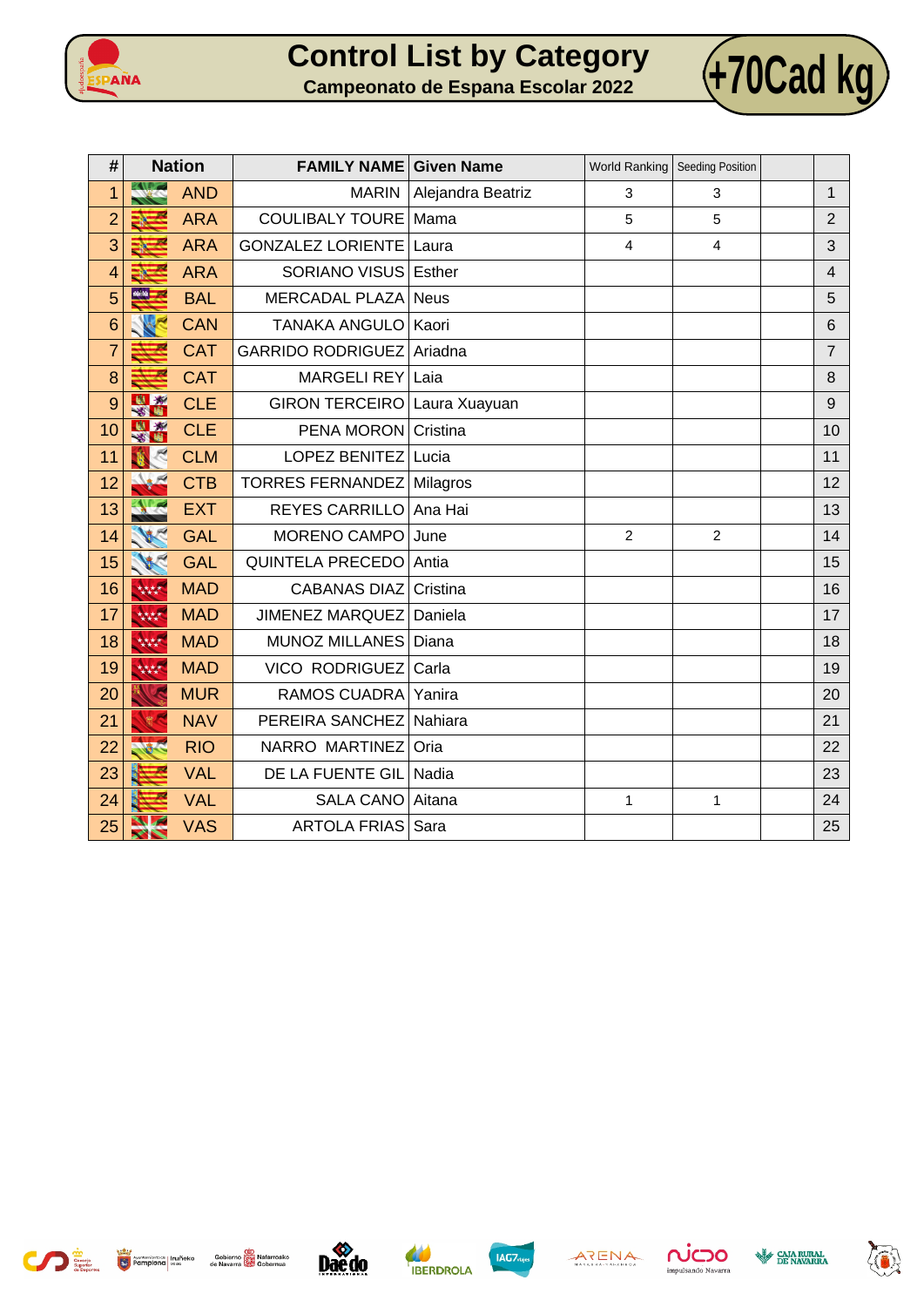# Control List by Category

**Campeonato de Espana Escolar 2022**

**+70Cad kg**

| # | Nation | FAMILY NAME | Given Name | World Ranking | Seeding Position | | |
|---|---|---|---|---|---|---|---|
| 1 | AND | MARIN | Alejandra Beatriz | 3 | 3 | | 1 |
| 2 | ARA | COULIBALY TOURE | Mama | 5 | 5 | | 2 |
| 3 | ARA | GONZALEZ LORIENTE | Laura | 4 | 4 | | 3 |
| 4 | ARA | SORIANO VISUS | Esther | | | | 4 |
| 5 | BAL | MERCADAL PLAZA | Neus | | | | 5 |
| 6 | CAN | TANAKA ANGULO | Kaori | | | | 6 |
| 7 | CAT | GARRIDO RODRIGUEZ | Ariadna | | | | 7 |
| 8 | CAT | MARGELI REY | Laia | | | | 8 |
| 9 | CLE | GIRON TERCEIRO | Laura Xuayuan | | | | 9 |
| 10 | CLE | PENA MORON | Cristina | | | | 10 |
| 11 | CLM | LOPEZ BENITEZ | Lucia | | | | 11 |
| 12 | CTB | TORRES FERNANDEZ | Milagros | | | | 12 |
| 13 | EXT | REYES CARRILLO | Ana Hai | | | | 13 |
| 14 | GAL | MORENO CAMPO | June | 2 | 2 | | 14 |
| 15 | GAL | QUINTELA PRECEDO | Antia | | | | 15 |
| 16 | MAD | CABANAS DIAZ | Cristina | | | | 16 |
| 17 | MAD | JIMENEZ MARQUEZ | Daniela | | | | 17 |
| 18 | MAD | MUNOZ MILLANES | Diana | | | | 18 |
| 19 | MAD | VICO RODRIGUEZ | Carla | | | | 19 |
| 20 | MUR | RAMOS CUADRA | Yanira | | | | 20 |
| 21 | NAV | PEREIRA SANCHEZ | Nahiara | | | | 21 |
| 22 | RIO | NARRO MARTINEZ | Oria | | | | 22 |
| 23 | VAL | DE LA FUENTE GIL | Nadia | | | | 23 |
| 24 | VAL | SALA CANO | Aitana | 1 | 1 | | 24 |
| 25 | VAS | ARTOLA FRIAS | Sara | | | | 25 |